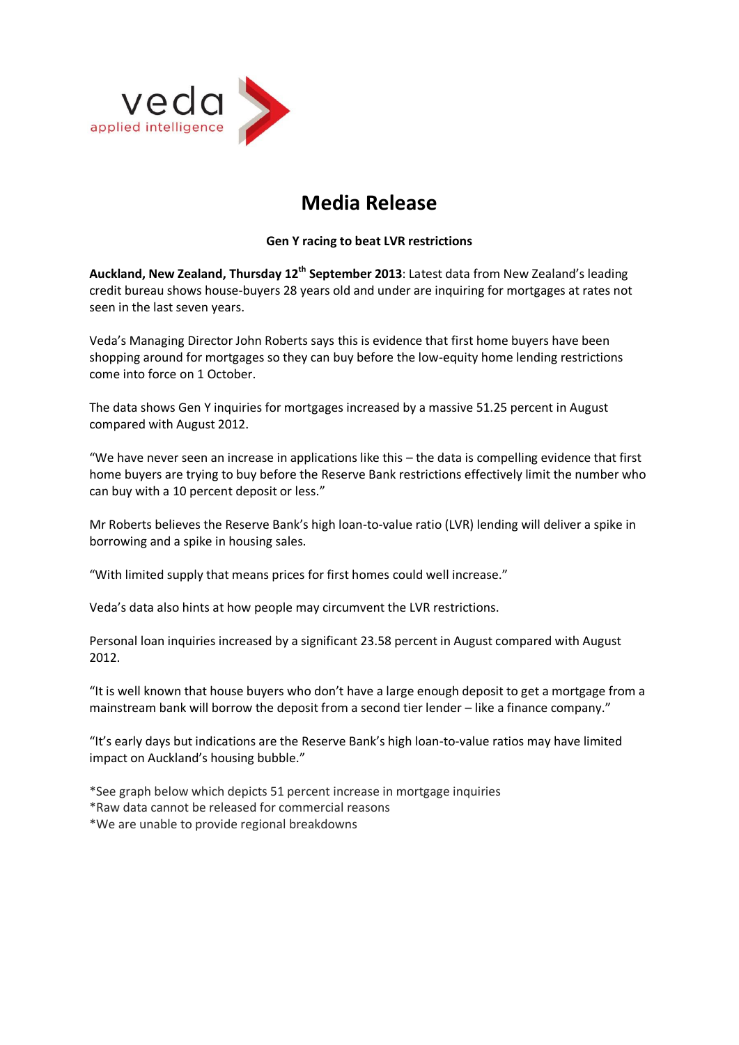veda
applied intelligence

# Media Release

**Gen Y racing to beat LVR restrictions**

**Auckland, New Zealand, Thursday 12th September 2013**: Latest data from New Zealand's leading credit bureau shows house-buyers 28 years old and under are inquiring for mortgages at rates not seen in the last seven years.

Veda's Managing Director John Roberts says this is evidence that first home buyers have been shopping around for mortgages so they can buy before the low-equity home lending restrictions come into force on 1 October.

The data shows Gen Y inquiries for mortgages increased by a massive 51.25 percent in August compared with August 2012.

"We have never seen an increase in applications like this – the data is compelling evidence that first home buyers are trying to buy before the Reserve Bank restrictions effectively limit the number who can buy with a 10 percent deposit or less."

Mr Roberts believes the Reserve Bank's high loan-to-value ratio (LVR) lending will deliver a spike in borrowing and a spike in housing sales.

"With limited supply that means prices for first homes could well increase."

Veda's data also hints at how people may circumvent the LVR restrictions.

Personal loan inquiries increased by a significant 23.58 percent in August compared with August 2012.

"It is well known that house buyers who don't have a large enough deposit to get a mortgage from a mainstream bank will borrow the deposit from a second tier lender – like a finance company."

"It's early days but indications are the Reserve Bank's high loan-to-value ratios may have limited impact on Auckland's housing bubble."

*See graph below which depicts 51 percent increase in mortgage inquiries
*Raw data cannot be released for commercial reasons
*We are unable to provide regional breakdowns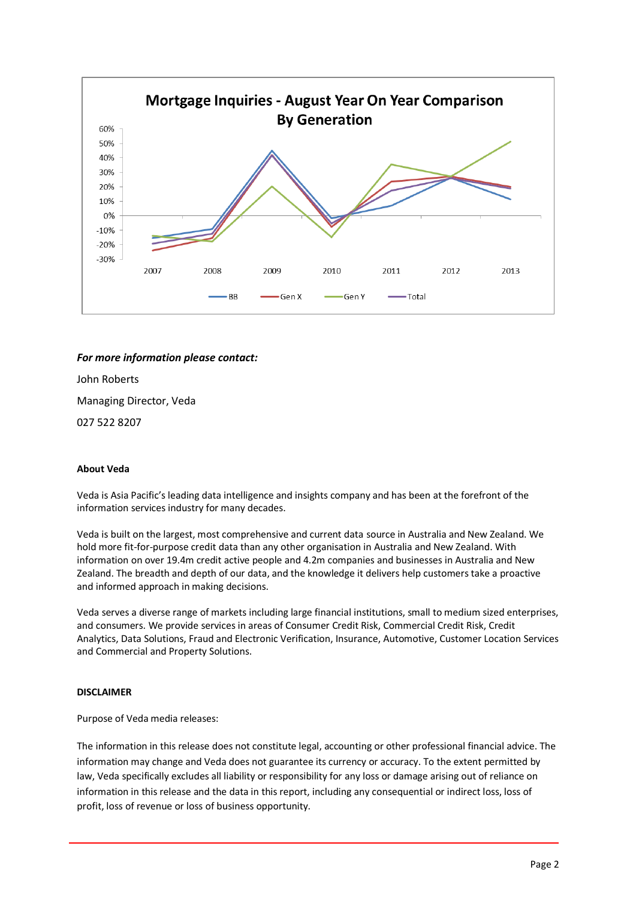Mortgage Inquiries - August Year On Year Comparison By Generation

60%
50%
40%
30%
20%
10%
0%
-10%
-20%
-30%

2007
2008
2009
2010
2011
2012
2013

BB
Gen X
Gen Y
Total

***For more information please contact:***

John Roberts

Managing Director, Veda

027 522 8207

**About Veda**

Veda is Asia Pacific's leading data intelligence and insights company and has been at the forefront of the information services industry for many decades.

Veda is built on the largest, most comprehensive and current data source in Australia and New Zealand. We hold more fit-for-purpose credit data than any other organisation in Australia and New Zealand. With information on over 19.4m credit active people and 4.2m companies and businesses in Australia and New Zealand. The breadth and depth of our data, and the knowledge it delivers help customers take a proactive and informed approach in making decisions.

Veda serves a diverse range of markets including large financial institutions, small to medium sized enterprises, and consumers. We provide services in areas of Consumer Credit Risk, Commercial Credit Risk, Credit Analytics, Data Solutions, Fraud and Electronic Verification, Insurance, Automotive, Customer Location Services and Commercial and Property Solutions.

**DISCLAIMER**

Purpose of Veda media releases:

The information in this release does not constitute legal, accounting or other professional financial advice. The information may change and Veda does not guarantee its currency or accuracy. To the extent permitted by law, Veda specifically excludes all liability or responsibility for any loss or damage arising out of reliance on information in this release and the data in this report, including any consequential or indirect loss, loss of profit, loss of revenue or loss of business opportunity.